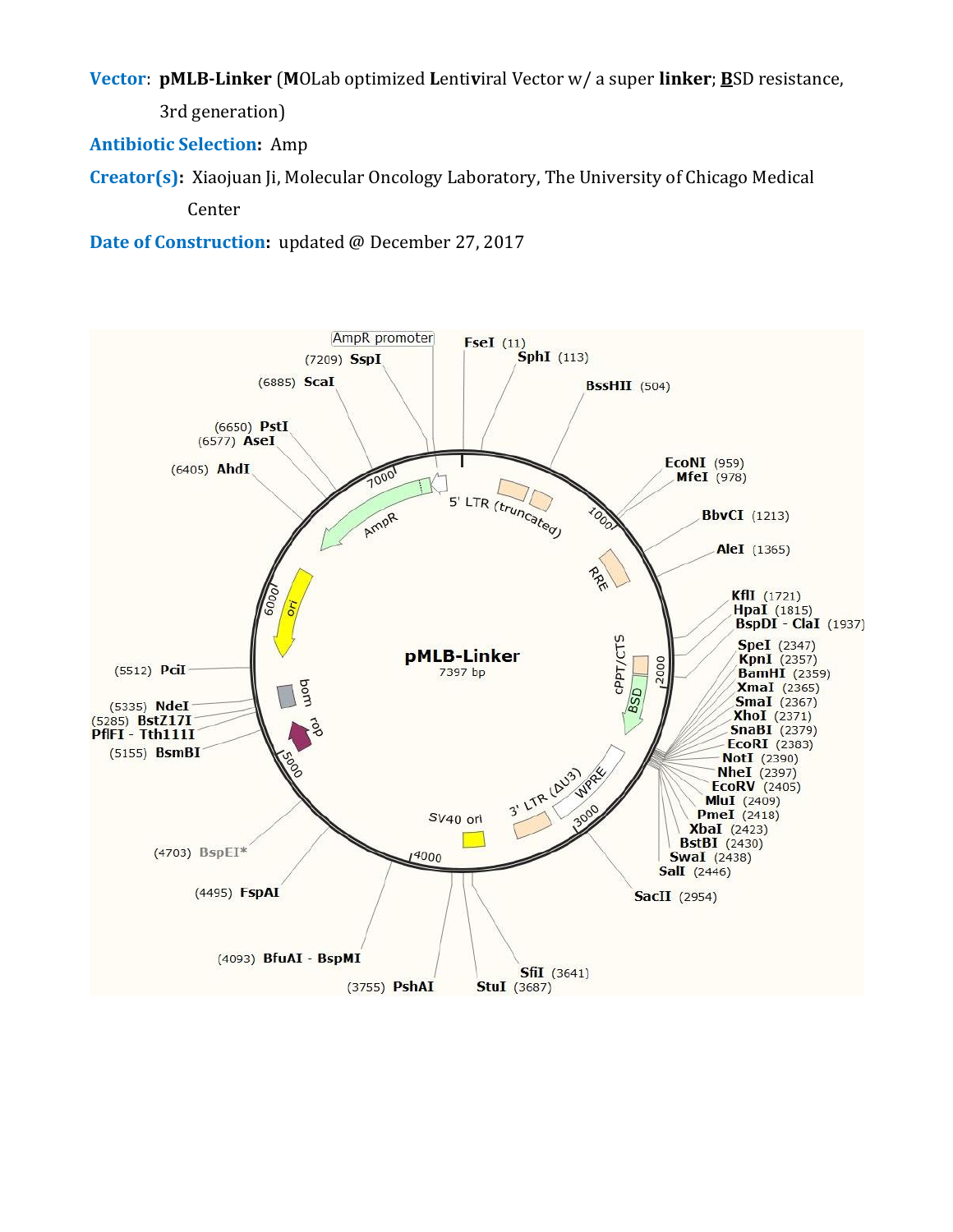**Vector**: **pMLB-Linker** (**M**OLab optimized **L**enti**v**iral Vector w/ a super **linker**; **B**SD resistance, 3rd generation)

**Antibiotic Selection:** Amp

**Creator(s):** Xiaojuan Ji, Molecular Oncology Laboratory, The University of Chicago Medical Center

**Date of Construction:** updated @ December 27, 2017

**pMLB-Linker**
7397 bp

Features: AmpR promoter, 5' LTR (truncated), RRE, cPPT/CTS, BSD, WPRE, 3' LTR (ΔU3), SV40 ori, rop, bom, ori, AmpR

Restriction sites:

- FseI (11)
- SphI (113)
- BssHII (504)
- EcoNI (959)
- MfeI (978)
- BbvCI (1213)
- AleI (1365)
- KflI (1721)
- HpaI (1815)
- BspDI - ClaI (1937)
- SpeI (2347)
- KpnI (2357)
- BamHI (2359)
- XmaI (2365)
- SmaI (2367)
- XhoI (2371)
- SnaBI (2379)
- EcoRI (2383)
- NotI (2390)
- NheI (2397)
- EcoRV (2405)
- MluI (2409)
- PmeI (2418)
- XbaI (2423)
- BstBI (2430)
- SwaI (2438)
- SalI (2446)
- SacII (2954)
- SfiI (3641)
- StuI (3687)
- PshAI (3755)
- BfuAI - BspMI (4093)
- FspAI (4495)
- BspEI* (4703)
- BsmBI (5155)
- PflFI - Tth111I
- BstZ17I (5285)
- NdeI (5335)
- PciI (5512)
- AhdI (6405)
- AseI (6577)
- PstI (6650)
- ScaI (6885)
- SspI (7209)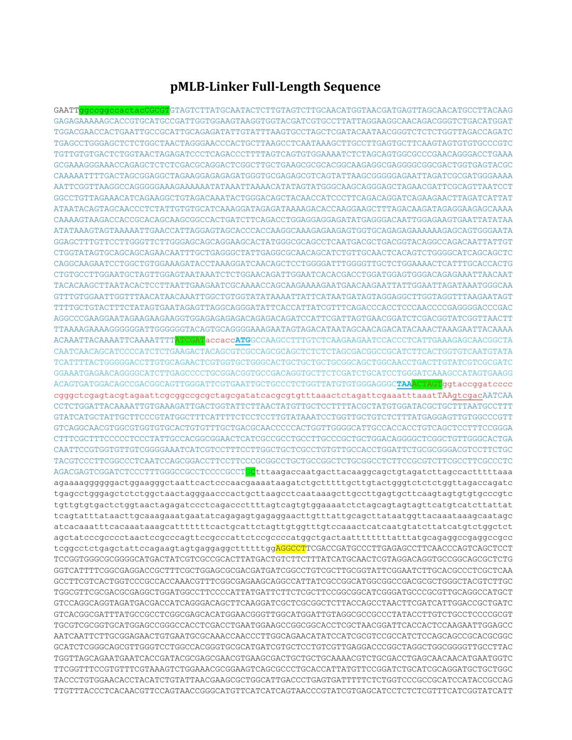# pMLB-Linker Full-Length Sequence

GAATTggccggccactacCGCGTGTAGTCTTATGCAATACTCTTGTAGTCTTGCAACATGGTAACGATGAGTTAGCAACATGCCTTACAAG
GAGAGAAAAAGCACCGTGCATGCCGATTGGTGGAAGTAAGGTGGTACGATCGTGCCTTATTAGGAAGGCAACAGACGGGTCTGACATGGAT
TGGACGAACCACTGAATTGCCGCATTGCAGAGATATTGTATTTAAGTGCCTAGCTCGATACAATAACGGGTCTCTCTGGTTAGACCAGATC
TGAGCCTGGGAGCTCTCTGGCTAACTAGGGAACCCACTGCTTAAGCCTCAATAAAGCTTGCCTTGAGTGCTTCAAGTAGTGTGTGCCCGTC
TGTTGTGTGACTCTGGTAACTAGAGATCCCTCAGACCCTTTTAGTCAGTGTGGAAAATCTCTAGCAGTGGCGCCCGAACAGGGACCTGAAA
GCGAAAGGGAAACCAGAGCTCTCTCGACGCAGGACTCGGCTTGCTGAAGCGCGCACGGCAAGAGGCGAGGGGCGGCGACTGGTGAGTACGC
CAAAAATTTTGACTAGCGGAGGCTAGAAGGAGAGAGATGGGTGCGAGAGCGTCAGTATTAAGCGGGGGAGAATTAGATCGCGATGGGAAAA
AATTCGGTTAAGGCCAGGGGGAAAGAAAAAATATAAATTAAAACATATAGTATGGGCAAGCAGGGAGCTAGAACGATTCGCAGTTAATCCT
GGCCTGTTAGAAACATCAGAAGGCTGTAGACAAATACTGGGACAGCTACAACCATCCCTTCAGACAGGATCAGAAGAACTTAGATCATTAT
ATAATACAGTAGCAACCCTCTATTGTGTGCATCAAAGGATAGAGATAAAAGACACCAAGGAAGCTTTAGACAAGATAGAGGAAGAGCAAAA
CAAAAGTAAGACCACCGCACAGCAAGCGGCCACTGATCTTCAGACCTGGAGGAGGAGATATGAGGGACAATTGGAGAAGTGAATTATATAA
ATATAAAGTAGTAAAAATTGAACCATTAGGAGTAGCACCCACCAAGGCAAAGAGAAGAGTGGTGCAGAGAGAAAAAAGAGCAGTGGGAATA
GGAGCTTTGTTCCTTGGGTTCTTGGGAGCAGCAGGAAGCACTATGGGCGCAGCCTCAATGACGCTGACGGTACAGGCCAGACAATTATTGT
CTGGTATAGTGCAGCAGCAGAACAATTTGCTGAGGGCTATTGAGGCGCAACAGCATCTGTTGCAACTCACAGTCTGGGGCATCAAGCAGCTC
CAGGCAAGAATCCTGGCTGTGGAAAGATACCTAAAGGATCAACAGCTCCTGGGGATTTGGGGTTGCTCTGGAAAACTCATTTGCACCACTG
CTGTGCCTTGGAATGCTAGTTGGAGTAATAAATCTCTGGAACAGATTGGAATCACACGACCTGGATGGAGTGGGACAGAGAAATTAACAAT
TACACAAGCTTAATACACTCCTTAATTGAAGAATCGCAAAACCAGCAAGAAAAGAATGAACAAGAATTATTGGAATTAGATAAATGGGCAA
GTTTGTGGAATTGGTTTAACATAACAAATTGGCTGTGGTATATAAAATTATTCATAATGATAGTAGGAGGCTTGGTAGGTTTAAGAATAGT
TTTTGCTGTACTTTCTATAGTGAATAGAGTTAGGCAGGGATATTCACCATTATCGTTTCAGACCCACCTCCCAACCCCGAGGGGACCCGAC
AGGCCCGAAGGAATAGAAGAAGAAGGTGGAGAGAGAGACAGAGACAGATCCATTCGATTAGTGAACGGATCTCGACGGTATCGGTTAACTT
TTAAAAGAAAAGGGGGGATTGGGGGGTACAGTGCAGGGGAAAGAATAGTAGACATAATAGCAACAGACATACAAACTAAAGAATTACAAAA
ACAAATTACAAAATTCAAAATTTTATCGATaccacc**ATG**GCCAAGCCTTTGTCTCAAGAAGAATCCACCCTCATTGAAAGAGCAACGGCTA
CAATCAACAGCATCCCCATCTCTGAAGACTACAGCGTCGCCAGCGCAGCTCTCTCTAGCGACGGCCGCATCTTCACTGGTGTCAATGTATA
TCATTTTACTGGGGGACCTTGTGCAGAACTCGTGGTGCTGGGCACTGCTGCTGCGGCAGCTGGCAACCTGACTTGTATCGTCGCGATC
GGAAATGAGAACAGGGGCATCTTGAGCCCCTGCGGACGGTGCCGACAGGTGCTTCTCGATCTGCATCCTGGGATCAAAGCCATAGTGAAGG
ACAGTGATGGACAGCCGACGGCAGTTGGGATTCGTGAATTGCTGCCCTCTGGTTATGTGTGGGAGGGC**TAA**ACTAGTggtaccggatcccc
cgggctcgagtacgtagaattcgcggccgcgctagcgatatcacgcgtgtttaaactctagattcgaaatttaaatTAAgtcgacAATCAA
CCTCTGGATTACAAAATTTGTGAAAGATTGACTGGTATTCTTAACTATGTTGCTCCTTTTACGCTATGTGGATACGCTGCTTTAATGCCTTT
GTATCATGCTATTGCTTCCCGTATGGCTTTCATTTTCTCCTCCTTGTATAAATCCTGGTTGCTGTCTCTTTATGAGGAGTTGTGGCCCGTT
GTCAGGCAACGTGGCGTGGTGTGCACTGTGTTTGCTGACGCAACCCCCACTGGTTGGGGCATTGCCACCACCTGTCAGCTCCTTTCCGGGA
CTTTCGCTTTCCCCCTCCCTATTGCCACGGCGGAACTCATCGCCGCCTGCCTTGCCCGCTGCTGGACAGGGGCTCGGCTGTTGGGCACTGA
CAATTCCGTGGTGTTGTCGGGGAAATCATCGTCCTTTCCTTGGCTGCTCGCCTGTGTTGCCACCTGGATTCTGCGCGGGACGTCCTTCTGC
TACGTCCCTTCGGCCCTCAATCCAGCGGACCTTCCTTCCCGCGGCCTGCTGCCGGCTCTGCGGCCTCTTCCGCGTCTTCGCCTTCGCCCTC
AGACGAGTCGGATCTCCCTTTGGGCCGCCTCCCCGCCTGCtttaagaccaatgacttacaaggcagctgtagatcttagccactttttaaa
agaaaaggggggactggaagggctaattcactcccaacgaaaataagatctgctttttgcttgtactgggtctctctggttagaccagatc
tgagcctgggagctctctggctaactagggaacccactgcttaagcctcaataaagcttgccttgagtgcttcaagtagtgtgtgcccgtc
tgttgtgtgactctggtaactagagatccctcagacccttttagtcagtgtggaaaatctctagcagtagtagttcatgtcatcttattat
tcagtatttataacttgcaaagaaatgaatatcagagagtgagaggaacttgtttattgcagcttataatggttacaaataaagcaatagc
atcacaaatttcacaaataaagcatttttttcactgcattctagttgtggtttgtccaaactcatcaatgtatcttatcatgtctggctct
agctatcccgcccctaactccgcccagttccgcccattctccgccccatggctgactaattttttttatttatgcagaggccgaggccgcc
tcggcctctgagctattccagaagtagtgaggaggcttttttggAGGCCTTCGACCGATGCCCTTGAGAGCCTTCAACCCAGTCAGCTCCT
TCCGGTGGGCGCGGGGCATGACTATCGTCGCCGCACTTATGACTGTCTTCTTTATCATGCAACTCGTAGGACAGGTGCCGGCAGCGCTCTG
GGTCATTTTCGGCGAGGACCGCTTTCGCTGGAGCGCGACGATGATCGGCCTGTCGCTTGCGGTATTCGGAATCTTGCACGCCCTCGCTCAA
GCCTTCGTCACTGGTCCCGCCACCAAACGTTTCGGCGAGAAGCAGGCCATTATCGCCGGCATGGCGGCCGACGCGCTGGGCTACGTCTTGC
TGGCGTTCGCGACGCGAGGCTGGATGGCCTTCCCCATTATGATTCTTCTCGCTTCCGGCGGCATCGGGATGCCCGCGTTGCAGGCCATGCT
GTCCAGGCAGGTAGATGACGACCATCAGGGACAGCTTCAAGGATCGCTCGCGGCTCTTACCAGCCTAACTTCGATCATTGGACCGCTGATC
GTCACGGCGATTTATGCCGCCTCGGCGAGCACATGGAACGGGTTGGCATGGATTGTAGGCGCCGCCCTATACCTTGTCTGCCTCCCCGCGT
TGCGTCGCGGTGCATGGAGCCGGGCCACCTCGACCTGAATGGAAGCCGGCGGCACCTCGCTAACGGATTCACCACTCCAAGAATTGGAGCC
AATCAATTCTTGCGGAGAACTGTGAATGCGCAAACCAACCCTTGGCAGAACATATCCATCGCGTCCGCCATCTCCAGCAGCCGCACGCGGC
GCATCTCGGGCAGCGTTGGGTCCTGGCCACGGGTGCGCATGATCGTGCTCCTGTCGTTGAGGACCCGGCTAGGCTGGCGGGGTTGCCTTAC
TGGTTAGCAGAATGAATCACCGATACGCGAGCGAACGTGAAGCGACTGCTGCTGCAAAACGTCTGCGACCTGAGCAACAACATGAATGGTC
TTCGGTTTCCGTGTTTCGTAAAGTCTGGAAACGCGGAAGTCAGCGCCCTGCACCATTATGTTCCGGATCTGCATCGCAGGATGCTGCTGGC
TACCCTGTGGAACACCTACATCTGTATTAACGAAGCGCTGGCATTGACCCTGAGTGATTTTTCTCTGGTCCCGCCGCATCCATACCGCCAG
TTGTTTACCCTCACAACGTTCCAGTAACCGGGCATGTTCATCATCAGTAACCCGTATCGTGAGCATCCTCTCTCGTTTCATCGGTATCATT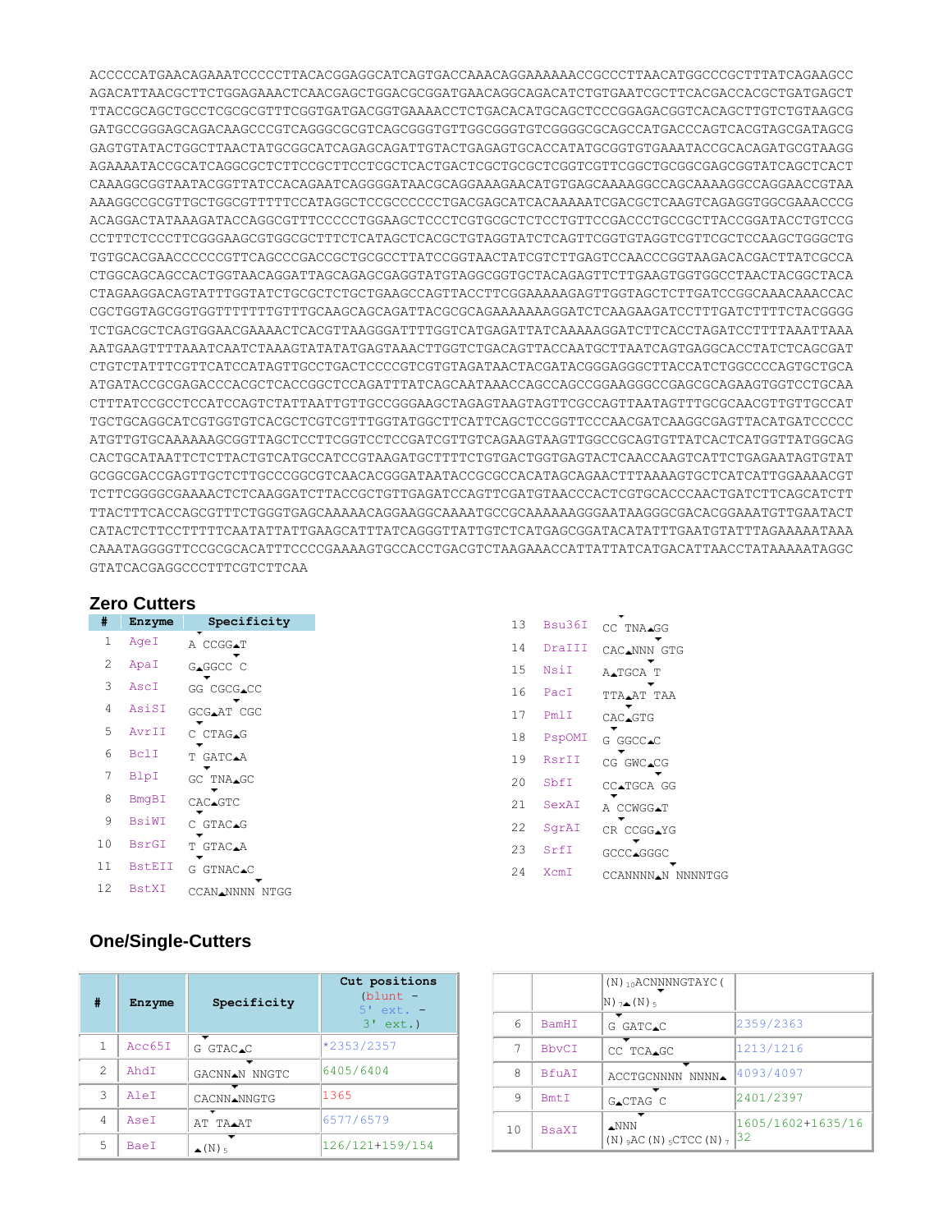```
ACCCCCATGAACAGAAATCCCCCTTACACGGAGGCATCAGTGACCAAACAGGAAAAAACCGCCCTTAACATGGCCCGCTTTATCAGAAGCC
AGACATTAACGCTTCTGGAGAAACTCAACGAGCTGGACGCGGATGAACAGGCAGACATCTGTGAATCGCTTCACGACCACGCTGATGAGCT
TTACCGCAGCTGCCTCGCGCGTTTCGGTGATGACGGTGAAAACCTCTGACACATGCAGCTCCCGGAGACGGTCACAGCTTGTCTGTAAGCG
GATGCCGGGAGCAGACAAGCCCGTCAGGGCGCGTCAGCGGGTGTTGGCGGGTGTCGGGGCGCAGCCATGACCCAGTCACGTAGCGATAGCG
GAGTGTATACTGGCTTAACTATGCGGCATCAGAGCAGATTGTACTGAGAGTGCACCATATGCGGTGTGAAATACCGCACAGATGCGTAAGG
AGAAAATACCGCATCAGGCGCTCTTCCGCTTCCTCGCTCACTGACTCGCTGCGCTCGGTCGTTCGGCTGCGGCGAGCGGTATCAGCTCACT
CAAAGGCGGTAATACGGTTATCCACAGAATCAGGGGATAACGCAGGAAAGAACATGTGAGCAAAAGGCCAGCAAAAGGCCAGGAACCGTAA
AAAGGCCGCGTTGCTGGCGTTTTTCCATAGGCTCCGCCCCCCTGACGAGCATCACAAAAATCGACGCTCAAGTCAGAGGTGGCGAAACCCG
ACAGGACTATAAAGATACCAGGCGTTTCCCCCTGGAAGCTCCCTCGTGCGCTCTCCTGTTCCGACCCTGCCGCTTACCGGATACCTGTCCG
CCTTTCTCCCTTCGGGAAGCGTGGCGCTTTCTCATAGCTCACGCTGTAGGTATCTCAGTTCGGTGTAGGTCGTTCGCTCCAAGCTGGGCTG
TGTGCACGAACCCCCCGTTCAGCCCGACCGCTGCGCCTTATCCGGTAACTATCGTCTTGAGTCCAACCCGGTAAGACACGACTTATCGCCA
CTGGCAGCAGCCACTGGTAACAGGATTAGCAGAGCGAGGTATGTAGGCGGTGCTACAGAGTTCTTGAAGTGGTGGCCTAACTACGGCTACA
CTAGAAGGACAGTATTTGGTATCTGCGCTCTGCTGAAGCCAGTTACCTTCGGAAAAAGAGTTGGTAGCTCTTGATCCGGCAAACAAACCAC
CGCTGGTAGCGGTGGTTTTTTTGTTTGCAAGCAGCAGATTACGCGCAGAAAAAAAGGATCTCAAGAAGATCCTTTGATCTTTTCTACGGGG
TCTGACGCTCAGTGGAACGAAAACTCACGTTAAGGGATTTTGGTCATGAGATTATCAAAAAGGATCTTCACCTAGATCCTTTTAAATTAAA
AATGAAGTTTTAAATCAATCTAAAGTATATATGAGTAAACTTGGTCTGACAGTTACCAATGCTTAATCAGTGAGGCACCTATCTCAGCGAT
CTGTCTATTTCGTTCATCCATAGTTGCCTGACTCCCCGTCGTGTAGATAACTACGATACGGGAGGGCTTACCATCTGGCCCCAGTGCTGCA
ATGATACCGCGAGACCCACGCTCACCGGCTCCAGATTTATCAGCAATAAACCAGCCAGCCGGAAGGGCCGAGCGCAGAAGTGGTCCTGCAA
CTTTATCCGCCTCCATCCAGTCTATTAATTGTTGCCGGGAAGCTAGAGTAAGTAGTTCGCCAGTTAATAGTTTGCGCAACGTTGTTGCCAT
TGCTGCAGGCATCGTGGTGTCACGCTCGTCGTTTGGTATGGCTTCATTCAGCTCCGGTTCCCAACGATCAAGGCGAGTTACATGATCCCCC
ATGTTGTGCAAAAAAGCGGTTAGCTCCTTCGGTCCTCCGATCGTTGTCAGAAGTAAGTTGGCCGCAGTGTTATCACTCATGGTTATGGCAG
CACTGCATAATTCTCTTACTGTCATGCCATCCGTAAGATGCTTTTCTGTGACTGGTGAGTACTCAACCAAGTCATTCTGAGAATAGTGTAT
GCGGCGACCGAGTTGCTCTTGCCCGGCGTCAACACGGGATAATACCGCGCCACATAGCAGAACTTTAAAAGTGCTCATCATTGGAAAACGT
TCTTCGGGGCGAAAACTCTCAAGGATCTTACCGCTGTTGAGATCCAGTTCGATGTAACCCACTCGTGCACCCAACTGATCTTCAGCATCTT
TTACTTTCACCAGCGTTTCTGGGTGAGCAAAAACAGGAAGGCAAAATGCCGCAAAAAAGGGAATAAGGGCGACACGGAAATGTTGAATACT
CATACTCTTCCTTTTTCAATATTATTGAAGCATTTATCAGGGTTATTGTCTCATGAGCGGATACATATTTGAATGTATTTAGAAAAATAAA
CAAATAGGGGTTCCGCGCACATTTCCCCGAAAAGTGCCACCTGACGTCTAAGAAACCATTATTATCATGACATTAACCTATAAAAATAGGC
GTATCACGAGGCCCTTTCGTCTTCAA
```

## Zero Cutters

| # | Enzyme | Specificity |
|---|---|---|
| 1 | AgeI | A CCGG▲T |
| 2 | ApaI | G▲GGCC C |
| 3 | AscI | GG CGCG▲CC |
| 4 | AsiSI | GCG▲AT CGC |
| 5 | AvrII | C CTAG▲G |
| 6 | BclI | T GATC▲A |
| 7 | BlpI | GC TNA▲GC |
| 8 | BmgBI | CAC▲GTC |
| 9 | BsiWI | C GTAC▲G |
| 10 | BsrGI | T GTAC▲A |
| 11 | BstEII | G GTNAC▲C |
| 12 | BstXI | CCAN▲NNNN NTGG |
| 13 | Bsu36I | CC TNA▲GG |
| 14 | DraIII | CAC▲NNN GTG |
| 15 | NsiI | A▲TGCA T |
| 16 | PacI | TTA▲AT TAA |
| 17 | PmlI | CAC▲GTG |
| 18 | PspOMI | G GGCC▲C |
| 19 | RsrII | CG GWC▲CG |
| 20 | SbfI | CC▲TGCA GG |
| 21 | SexAI | A CCWGG▲T |
| 22 | SgrAI | CR CCGG▲YG |
| 23 | SrfI | GCCC▲GGGC |
| 24 | XcmI | CCANNNN▲N NNNNTGG |

## One/Single-Cutters

| # | Enzyme | Specificity | Cut positions (blunt - 5' ext. - 3' ext.) |
|---|---|---|---|
| 1 | Acc65I | G GTAC▲C | *2353/2357 |
| 2 | AhdI | GACNN▲N NNGTC | 6405/6404 |
| 3 | AleI | CACNN▲NNGTG | 1365 |
| 4 | AseI | AT TA▲AT | 6577/6579 |
| 5 | BaeI | ▲(N)₅ (N)₁₀ACNNNNGTAYC(N)₇▲(N)₅ | 126/121+159/154 |
| 6 | BamHI | G GATC▲C | 2359/2363 |
| 7 | BbvCI | CC TCA▲GC | 1213/1216 |
| 8 | BfuAI | ACCTGCNNNN NNNN▲ | 4093/4097 |
| 9 | BmtI | G▲CTAG C | 2401/2397 |
| 10 | BsaXI | ▲NNN (N)₉AC(N)₅CTCC(N)₇ | 1605/1602+1635/1632 |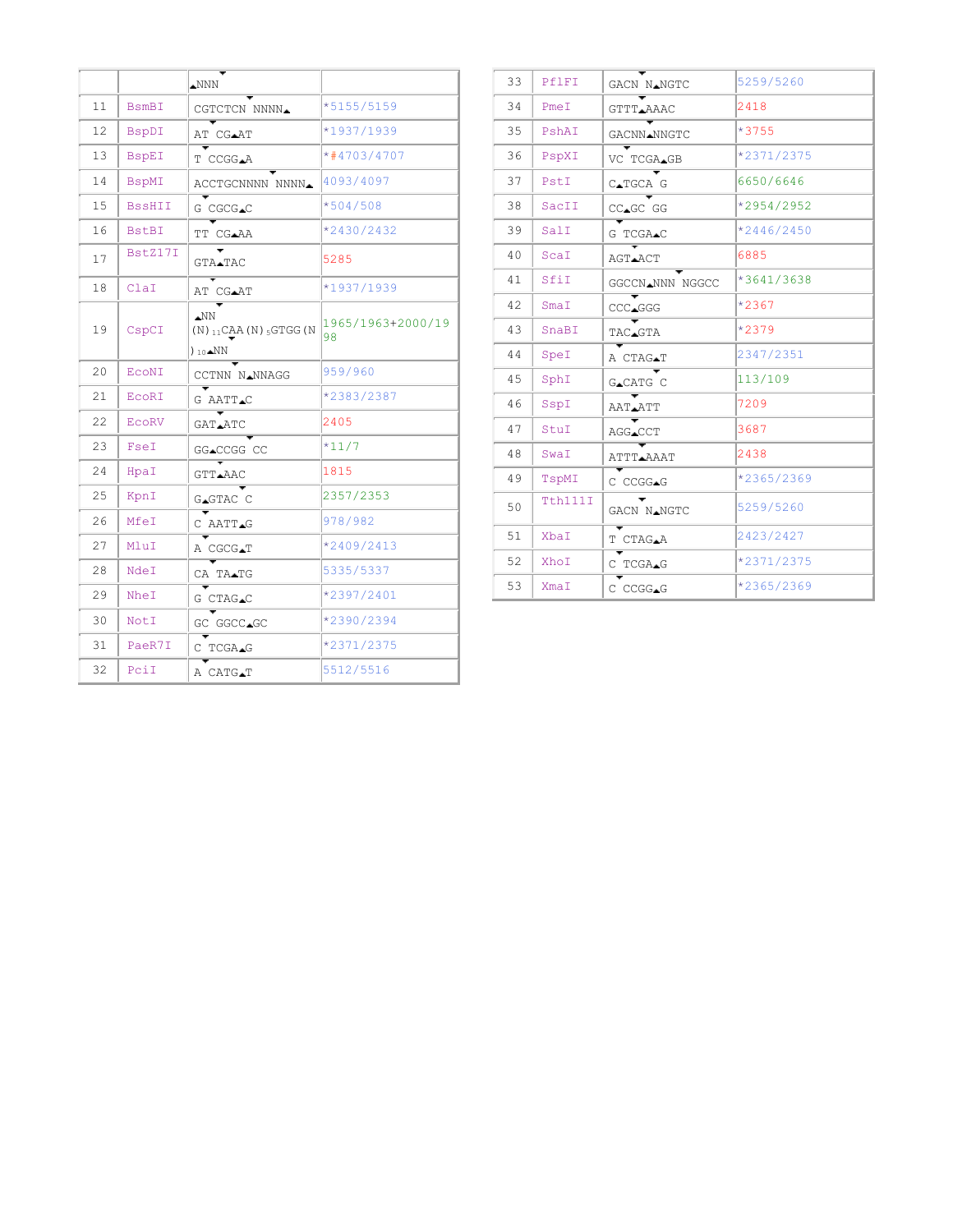| | | | |
|---|---|---|---|
| | | NNN | |
| 11 | BsmBI | CGTCTCN NNNN | *5155/5159 |
| 12 | BspDI | AT CGAT | *1937/1939 |
| 13 | BspEI | T CCGGA | *#4703/4707 |
| 14 | BspMI | ACCTGCNNNN NNNN | 4093/4097 |
| 15 | BssHII | G CGCGC | *504/508 |
| 16 | BstBI | TT CGAA | *2430/2432 |
| 17 | BstZ17I | GTATAC | 5285 |
| 18 | ClaI | AT CGAT | *1937/1939 |
| 19 | CspCI | NN (N)$_{11}$CAA(N)$_5$GTGG(N)$_{10}$NN | 1965/1963+2000/1998 |
| 20 | EcoNI | CCTNN NNNAGG | 959/960 |
| 21 | EcoRI | G AATTC | *2383/2387 |
| 22 | EcoRV | GATATC | 2405 |
| 23 | FseI | GGCCGG CC | *11/7 |
| 24 | HpaI | GTTAAC | 1815 |
| 25 | KpnI | GGTAC C | 2357/2353 |
| 26 | MfeI | C AATTG | 978/982 |
| 27 | MluI | A CGCGT | *2409/2413 |
| 28 | NdeI | CA TATG | 5335/5337 |
| 29 | NheI | G CTAGC | *2397/2401 |
| 30 | NotI | GC GGCCGC | *2390/2394 |
| 31 | PaeR7I | C TCGAG | *2371/2375 |
| 32 | PciI | A CATGT | 5512/5516 |
| 33 | PflFI | GACN NNGTC | 5259/5260 |
| 34 | PmeI | GTTTAAAC | 2418 |
| 35 | PshAI | GACNNNNGTC | *3755 |
| 36 | PspXI | VC TCGAGB | *2371/2375 |
| 37 | PstI | CTGCA G | 6650/6646 |
| 38 | SacII | CCGC GG | *2954/2952 |
| 39 | SalI | G TCGAC | *2446/2450 |
| 40 | ScaI | AGTACT | 6885 |
| 41 | SfiI | GGCCNNNN NGGCC | *3641/3638 |
| 42 | SmaI | CCCGGG | *2367 |
| 43 | SnaBI | TACGTA | *2379 |
| 44 | SpeI | A CTAGT | 2347/2351 |
| 45 | SphI | GCATG C | 113/109 |
| 46 | SspI | AATATT | 7209 |
| 47 | StuI | AGGCCT | 3687 |
| 48 | SwaI | ATTTAAAT | 2438 |
| 49 | TspMI | C CCGGG | *2365/2369 |
| 50 | Tth111I | GACN NNGTC | 5259/5260 |
| 51 | XbaI | T CTAGA | 2423/2427 |
| 52 | XhoI | C TCGAG | *2371/2375 |
| 53 | XmaI | C CCGGG | *2365/2369 |